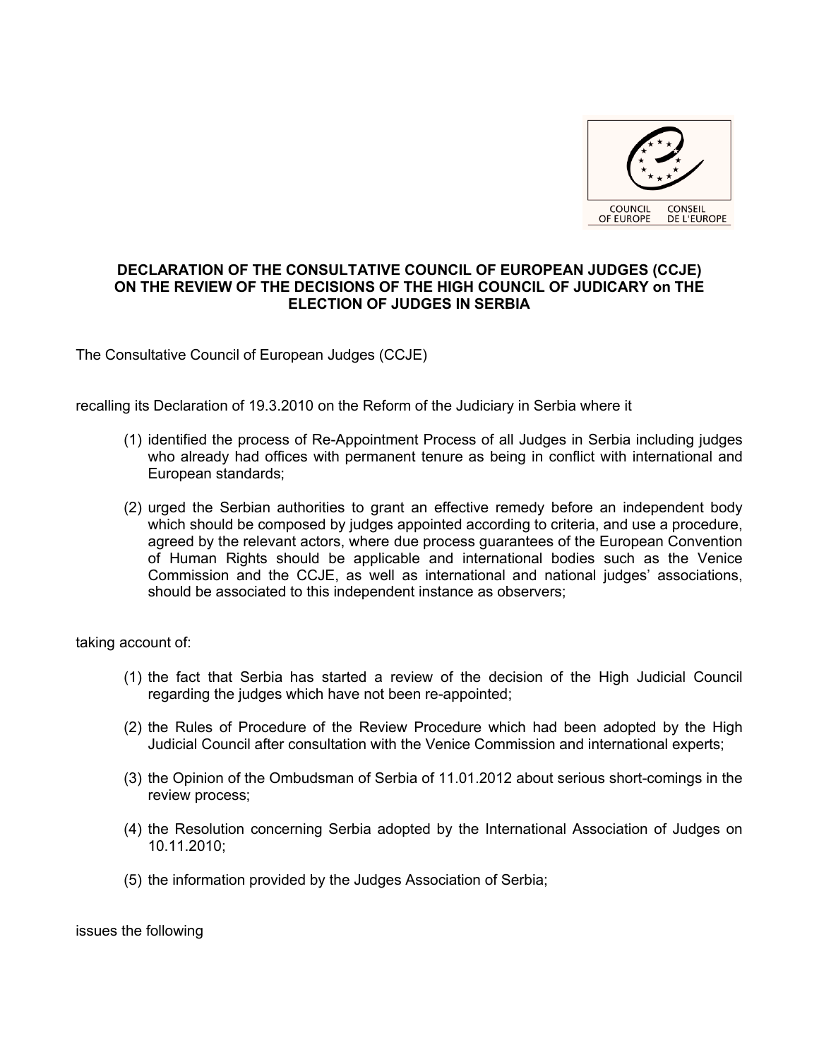**DECLARATION OF THE CONSULTATIVE COUNCIL OF EUROPEAN JUDGES (CCJE) ON THE REVIEW OF THE DECISIONS OF THE HIGH COUNCIL OF JUDICARY on THE ELECTION OF JUDGES IN SERBIA**

The Consultative Council of European Judges (CCJE)

recalling its Declaration of 19.3.2010 on the Reform of the Judiciary in Serbia where it

(1) identified the process of Re-Appointment Process of all Judges in Serbia including judges who already had offices with permanent tenure as being in conflict with international and European standards;

(2) urged the Serbian authorities to grant an effective remedy before an independent body which should be composed by judges appointed according to criteria, and use a procedure, agreed by the relevant actors, where due process guarantees of the European Convention of Human Rights should be applicable and international bodies such as the Venice Commission and the CCJE, as well as international and national judges' associations, should be associated to this independent instance as observers;

taking account of:

(1) the fact that Serbia has started a review of the decision of the High Judicial Council regarding the judges which have not been re-appointed;

(2) the Rules of Procedure of the Review Procedure which had been adopted by the High Judicial Council after consultation with the Venice Commission and international experts;

(3) the Opinion of the Ombudsman of Serbia of 11.01.2012 about serious short-comings in the review process;

(4) the Resolution concerning Serbia adopted by the International Association of Judges on 10.11.2010;

(5) the information provided by the Judges Association of Serbia;

issues the following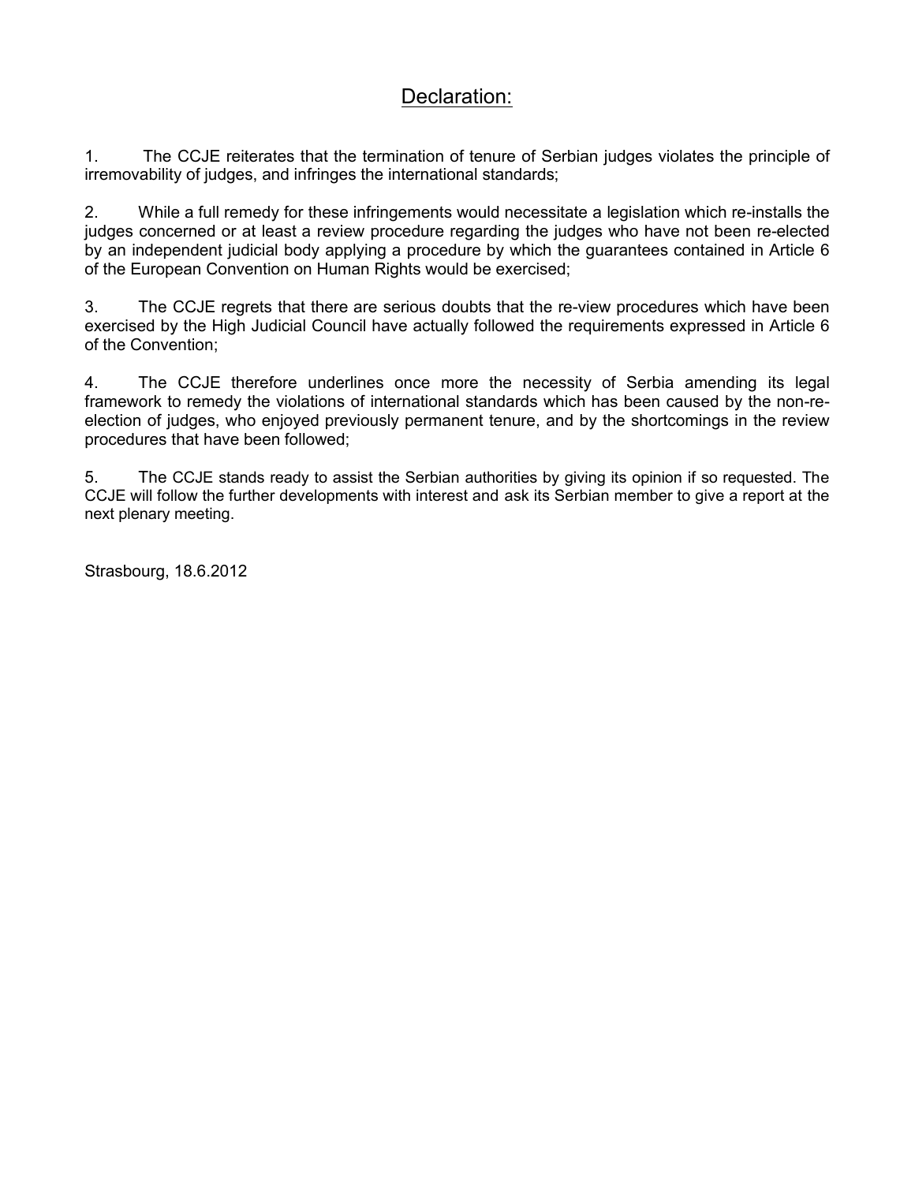# Declaration:

1. The CCJE reiterates that the termination of tenure of Serbian judges violates the principle of irremovability of judges, and infringes the international standards;

2. While a full remedy for these infringements would necessitate a legislation which re-installs the judges concerned or at least a review procedure regarding the judges who have not been re-elected by an independent judicial body applying a procedure by which the guarantees contained in Article 6 of the European Convention on Human Rights would be exercised;

3. The CCJE regrets that there are serious doubts that the re-view procedures which have been exercised by the High Judicial Council have actually followed the requirements expressed in Article 6 of the Convention;

4. The CCJE therefore underlines once more the necessity of Serbia amending its legal framework to remedy the violations of international standards which has been caused by the non-re-election of judges, who enjoyed previously permanent tenure, and by the shortcomings in the review procedures that have been followed;

5. The CCJE stands ready to assist the Serbian authorities by giving its opinion if so requested. The CCJE will follow the further developments with interest and ask its Serbian member to give a report at the next plenary meeting.

Strasbourg, 18.6.2012